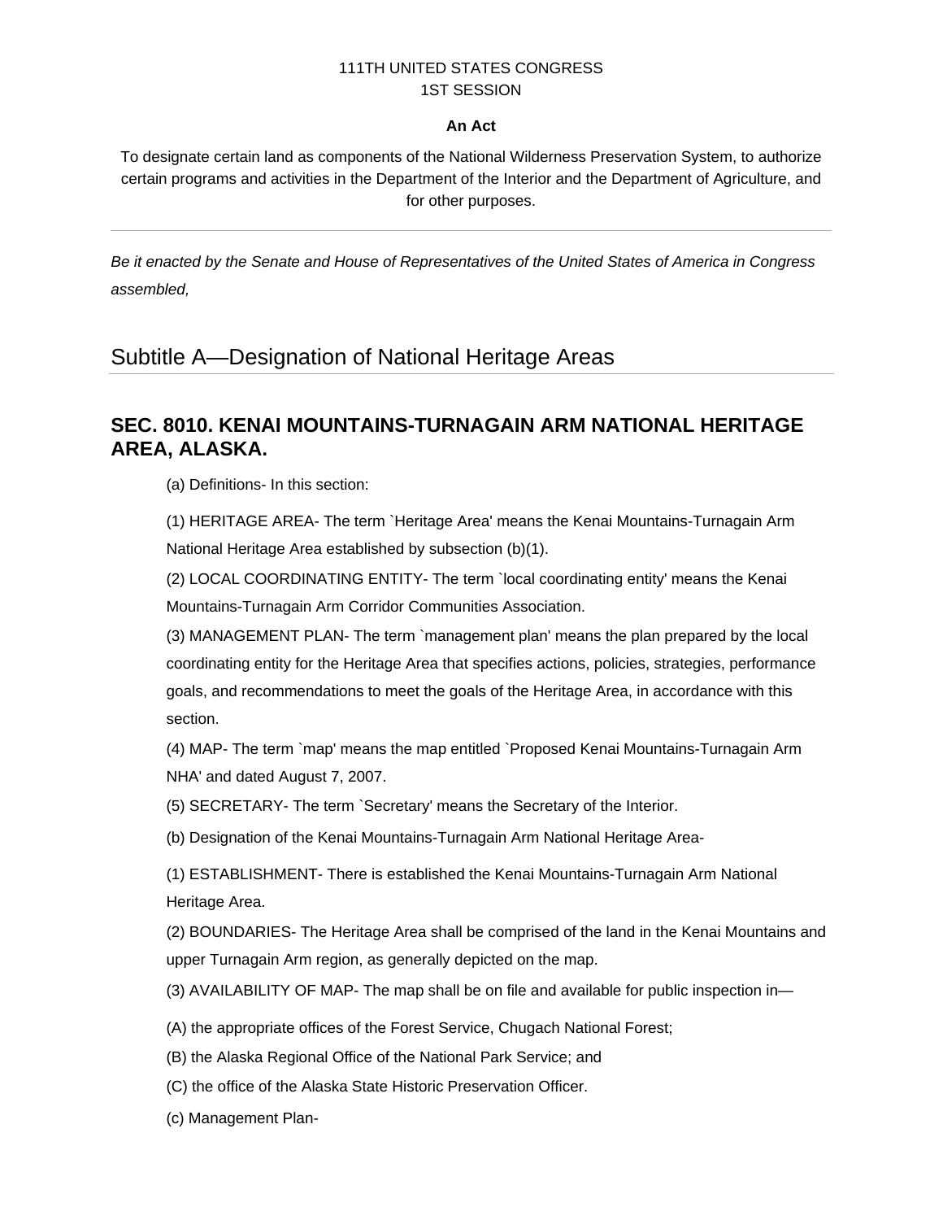111TH UNITED STATES CONGRESS
1ST SESSION

**An Act**

To designate certain land as components of the National Wilderness Preservation System, to authorize certain programs and activities in the Department of the Interior and the Department of Agriculture, and for other purposes.

---

*Be it enacted by the Senate and House of Representatives of the United States of America in Congress assembled,*

## Subtitle A—Designation of National Heritage Areas

### SEC. 8010. KENAI MOUNTAINS-TURNAGAIN ARM NATIONAL HERITAGE AREA, ALASKA.

(a) Definitions- In this section:

(1) HERITAGE AREA- The term `Heritage Area' means the Kenai Mountains-Turnagain Arm National Heritage Area established by subsection (b)(1).

(2) LOCAL COORDINATING ENTITY- The term `local coordinating entity' means the Kenai Mountains-Turnagain Arm Corridor Communities Association.

(3) MANAGEMENT PLAN- The term `management plan' means the plan prepared by the local coordinating entity for the Heritage Area that specifies actions, policies, strategies, performance goals, and recommendations to meet the goals of the Heritage Area, in accordance with this section.

(4) MAP- The term `map' means the map entitled `Proposed Kenai Mountains-Turnagain Arm NHA' and dated August 7, 2007.

(5) SECRETARY- The term `Secretary' means the Secretary of the Interior.

(b) Designation of the Kenai Mountains-Turnagain Arm National Heritage Area-

(1) ESTABLISHMENT- There is established the Kenai Mountains-Turnagain Arm National Heritage Area.

(2) BOUNDARIES- The Heritage Area shall be comprised of the land in the Kenai Mountains and upper Turnagain Arm region, as generally depicted on the map.

(3) AVAILABILITY OF MAP- The map shall be on file and available for public inspection in—

(A) the appropriate offices of the Forest Service, Chugach National Forest;

(B) the Alaska Regional Office of the National Park Service; and

(C) the office of the Alaska State Historic Preservation Officer.

(c) Management Plan-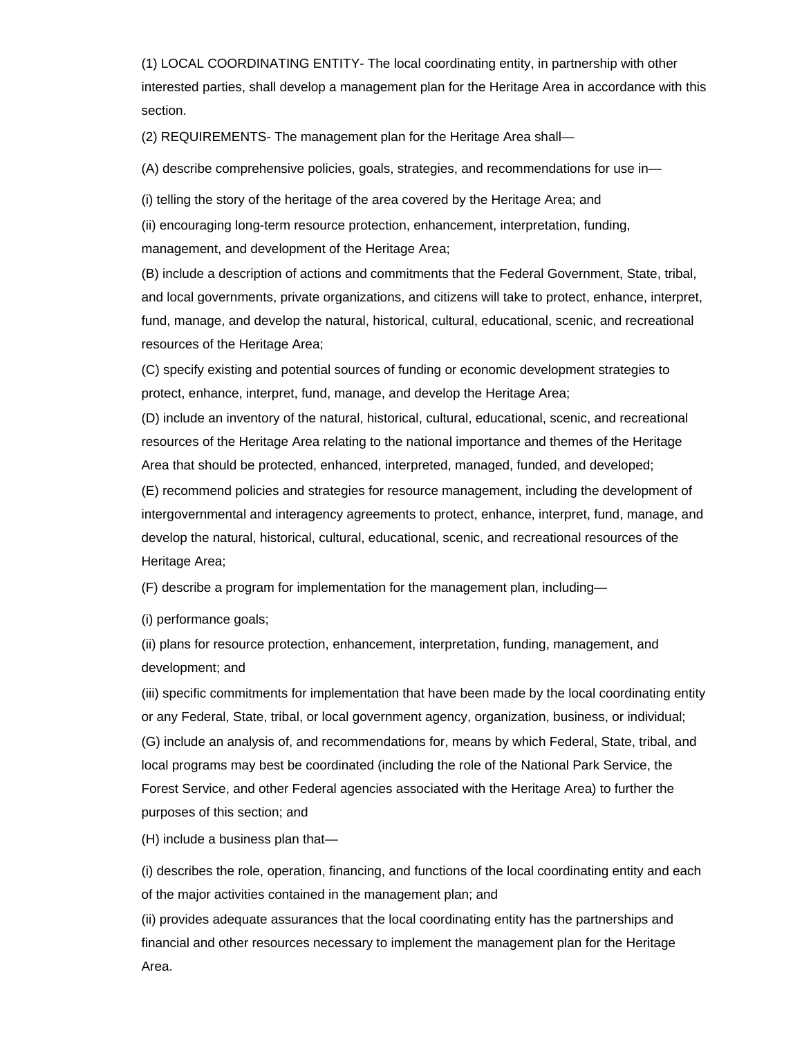(1) LOCAL COORDINATING ENTITY- The local coordinating entity, in partnership with other interested parties, shall develop a management plan for the Heritage Area in accordance with this section.

(2) REQUIREMENTS- The management plan for the Heritage Area shall—

(A) describe comprehensive policies, goals, strategies, and recommendations for use in—

(i) telling the story of the heritage of the area covered by the Heritage Area; and

(ii) encouraging long-term resource protection, enhancement, interpretation, funding, management, and development of the Heritage Area;

(B) include a description of actions and commitments that the Federal Government, State, tribal, and local governments, private organizations, and citizens will take to protect, enhance, interpret, fund, manage, and develop the natural, historical, cultural, educational, scenic, and recreational resources of the Heritage Area;

(C) specify existing and potential sources of funding or economic development strategies to protect, enhance, interpret, fund, manage, and develop the Heritage Area;

(D) include an inventory of the natural, historical, cultural, educational, scenic, and recreational resources of the Heritage Area relating to the national importance and themes of the Heritage Area that should be protected, enhanced, interpreted, managed, funded, and developed;

(E) recommend policies and strategies for resource management, including the development of intergovernmental and interagency agreements to protect, enhance, interpret, fund, manage, and develop the natural, historical, cultural, educational, scenic, and recreational resources of the Heritage Area;

(F) describe a program for implementation for the management plan, including—

(i) performance goals;

(ii) plans for resource protection, enhancement, interpretation, funding, management, and development; and

(iii) specific commitments for implementation that have been made by the local coordinating entity or any Federal, State, tribal, or local government agency, organization, business, or individual;

(G) include an analysis of, and recommendations for, means by which Federal, State, tribal, and local programs may best be coordinated (including the role of the National Park Service, the Forest Service, and other Federal agencies associated with the Heritage Area) to further the purposes of this section; and

(H) include a business plan that—

(i) describes the role, operation, financing, and functions of the local coordinating entity and each of the major activities contained in the management plan; and

(ii) provides adequate assurances that the local coordinating entity has the partnerships and financial and other resources necessary to implement the management plan for the Heritage Area.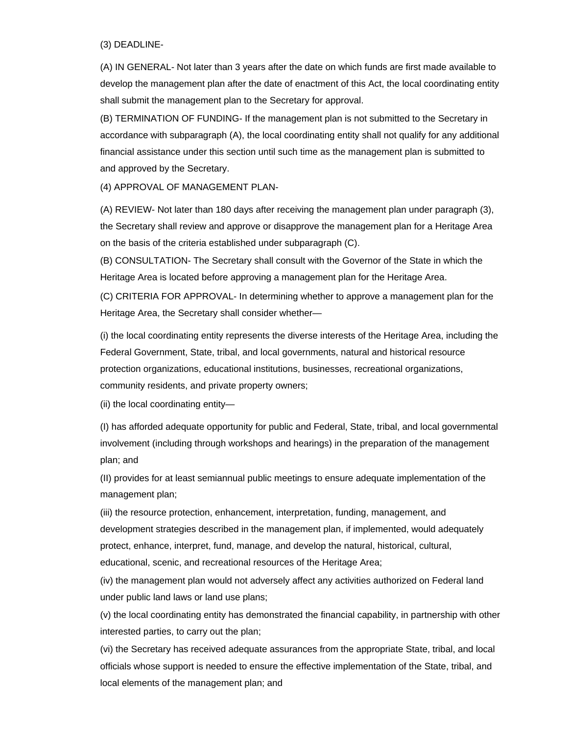(3) DEADLINE-

(A) IN GENERAL- Not later than 3 years after the date on which funds are first made available to develop the management plan after the date of enactment of this Act, the local coordinating entity shall submit the management plan to the Secretary for approval.

(B) TERMINATION OF FUNDING- If the management plan is not submitted to the Secretary in accordance with subparagraph (A), the local coordinating entity shall not qualify for any additional financial assistance under this section until such time as the management plan is submitted to and approved by the Secretary.

(4) APPROVAL OF MANAGEMENT PLAN-

(A) REVIEW- Not later than 180 days after receiving the management plan under paragraph (3), the Secretary shall review and approve or disapprove the management plan for a Heritage Area on the basis of the criteria established under subparagraph (C).

(B) CONSULTATION- The Secretary shall consult with the Governor of the State in which the Heritage Area is located before approving a management plan for the Heritage Area.

(C) CRITERIA FOR APPROVAL- In determining whether to approve a management plan for the Heritage Area, the Secretary shall consider whether—

(i) the local coordinating entity represents the diverse interests of the Heritage Area, including the Federal Government, State, tribal, and local governments, natural and historical resource protection organizations, educational institutions, businesses, recreational organizations, community residents, and private property owners;

(ii) the local coordinating entity—

(I) has afforded adequate opportunity for public and Federal, State, tribal, and local governmental involvement (including through workshops and hearings) in the preparation of the management plan; and

(II) provides for at least semiannual public meetings to ensure adequate implementation of the management plan;

(iii) the resource protection, enhancement, interpretation, funding, management, and development strategies described in the management plan, if implemented, would adequately protect, enhance, interpret, fund, manage, and develop the natural, historical, cultural, educational, scenic, and recreational resources of the Heritage Area;

(iv) the management plan would not adversely affect any activities authorized on Federal land under public land laws or land use plans;

(v) the local coordinating entity has demonstrated the financial capability, in partnership with other interested parties, to carry out the plan;

(vi) the Secretary has received adequate assurances from the appropriate State, tribal, and local officials whose support is needed to ensure the effective implementation of the State, tribal, and local elements of the management plan; and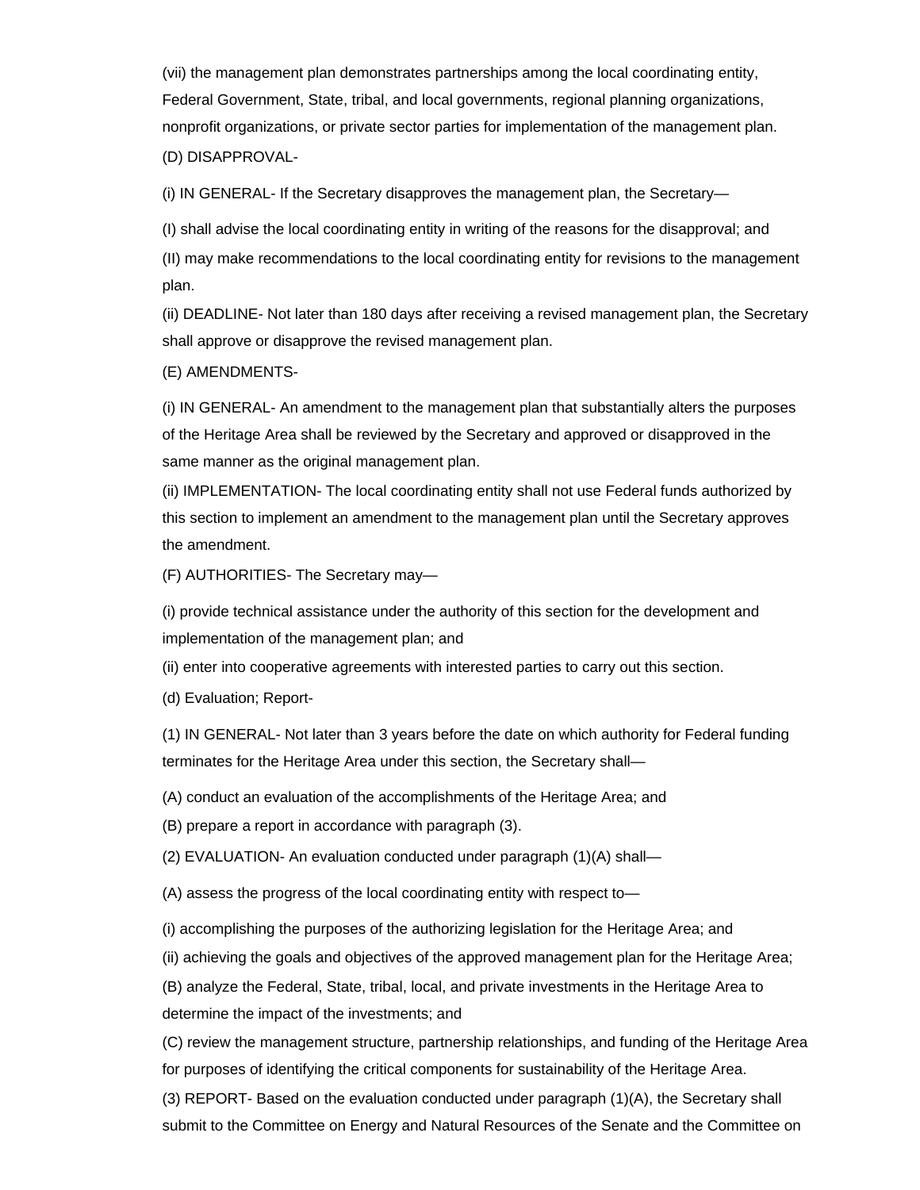(vii) the management plan demonstrates partnerships among the local coordinating entity, Federal Government, State, tribal, and local governments, regional planning organizations, nonprofit organizations, or private sector parties for implementation of the management plan.

(D) DISAPPROVAL-

(i) IN GENERAL- If the Secretary disapproves the management plan, the Secretary—

(I) shall advise the local coordinating entity in writing of the reasons for the disapproval; and

(II) may make recommendations to the local coordinating entity for revisions to the management plan.

(ii) DEADLINE- Not later than 180 days after receiving a revised management plan, the Secretary shall approve or disapprove the revised management plan.

(E) AMENDMENTS-

(i) IN GENERAL- An amendment to the management plan that substantially alters the purposes of the Heritage Area shall be reviewed by the Secretary and approved or disapproved in the same manner as the original management plan.

(ii) IMPLEMENTATION- The local coordinating entity shall not use Federal funds authorized by this section to implement an amendment to the management plan until the Secretary approves the amendment.

(F) AUTHORITIES- The Secretary may—

(i) provide technical assistance under the authority of this section for the development and implementation of the management plan; and

(ii) enter into cooperative agreements with interested parties to carry out this section.

(d) Evaluation; Report-

(1) IN GENERAL- Not later than 3 years before the date on which authority for Federal funding terminates for the Heritage Area under this section, the Secretary shall—

(A) conduct an evaluation of the accomplishments of the Heritage Area; and

(B) prepare a report in accordance with paragraph (3).

(2) EVALUATION- An evaluation conducted under paragraph (1)(A) shall—

(A) assess the progress of the local coordinating entity with respect to—

(i) accomplishing the purposes of the authorizing legislation for the Heritage Area; and

(ii) achieving the goals and objectives of the approved management plan for the Heritage Area;

(B) analyze the Federal, State, tribal, local, and private investments in the Heritage Area to determine the impact of the investments; and

(C) review the management structure, partnership relationships, and funding of the Heritage Area for purposes of identifying the critical components for sustainability of the Heritage Area.

(3) REPORT- Based on the evaluation conducted under paragraph (1)(A), the Secretary shall submit to the Committee on Energy and Natural Resources of the Senate and the Committee on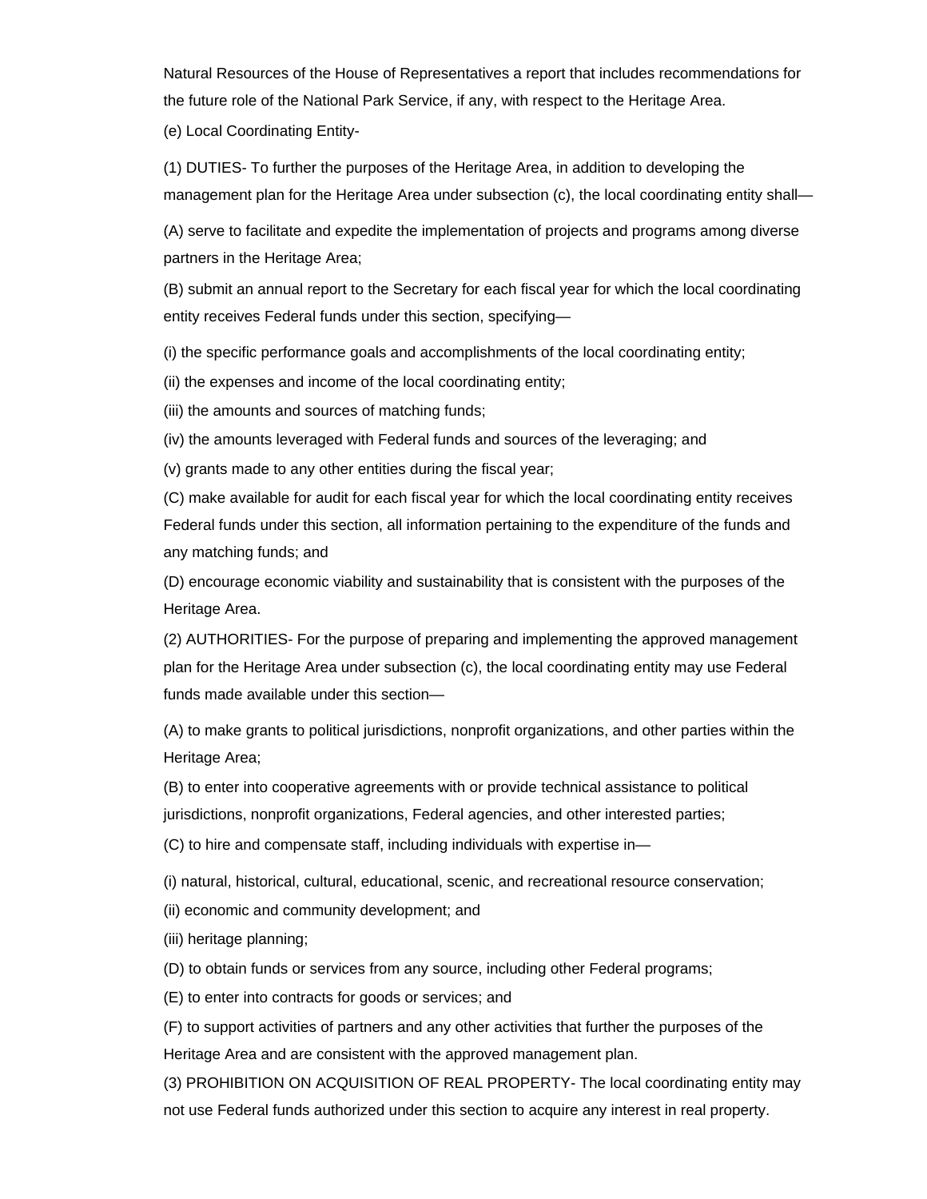Natural Resources of the House of Representatives a report that includes recommendations for the future role of the National Park Service, if any, with respect to the Heritage Area.

(e) Local Coordinating Entity-

(1) DUTIES- To further the purposes of the Heritage Area, in addition to developing the management plan for the Heritage Area under subsection (c), the local coordinating entity shall—

(A) serve to facilitate and expedite the implementation of projects and programs among diverse partners in the Heritage Area;

(B) submit an annual report to the Secretary for each fiscal year for which the local coordinating entity receives Federal funds under this section, specifying—

(i) the specific performance goals and accomplishments of the local coordinating entity;

(ii) the expenses and income of the local coordinating entity;

(iii) the amounts and sources of matching funds;

(iv) the amounts leveraged with Federal funds and sources of the leveraging; and

(v) grants made to any other entities during the fiscal year;

(C) make available for audit for each fiscal year for which the local coordinating entity receives Federal funds under this section, all information pertaining to the expenditure of the funds and any matching funds; and

(D) encourage economic viability and sustainability that is consistent with the purposes of the Heritage Area.

(2) AUTHORITIES- For the purpose of preparing and implementing the approved management plan for the Heritage Area under subsection (c), the local coordinating entity may use Federal funds made available under this section—

(A) to make grants to political jurisdictions, nonprofit organizations, and other parties within the Heritage Area;

(B) to enter into cooperative agreements with or provide technical assistance to political jurisdictions, nonprofit organizations, Federal agencies, and other interested parties;

(C) to hire and compensate staff, including individuals with expertise in—

(i) natural, historical, cultural, educational, scenic, and recreational resource conservation;

(ii) economic and community development; and

(iii) heritage planning;

(D) to obtain funds or services from any source, including other Federal programs;

(E) to enter into contracts for goods or services; and

(F) to support activities of partners and any other activities that further the purposes of the Heritage Area and are consistent with the approved management plan.

(3) PROHIBITION ON ACQUISITION OF REAL PROPERTY- The local coordinating entity may not use Federal funds authorized under this section to acquire any interest in real property.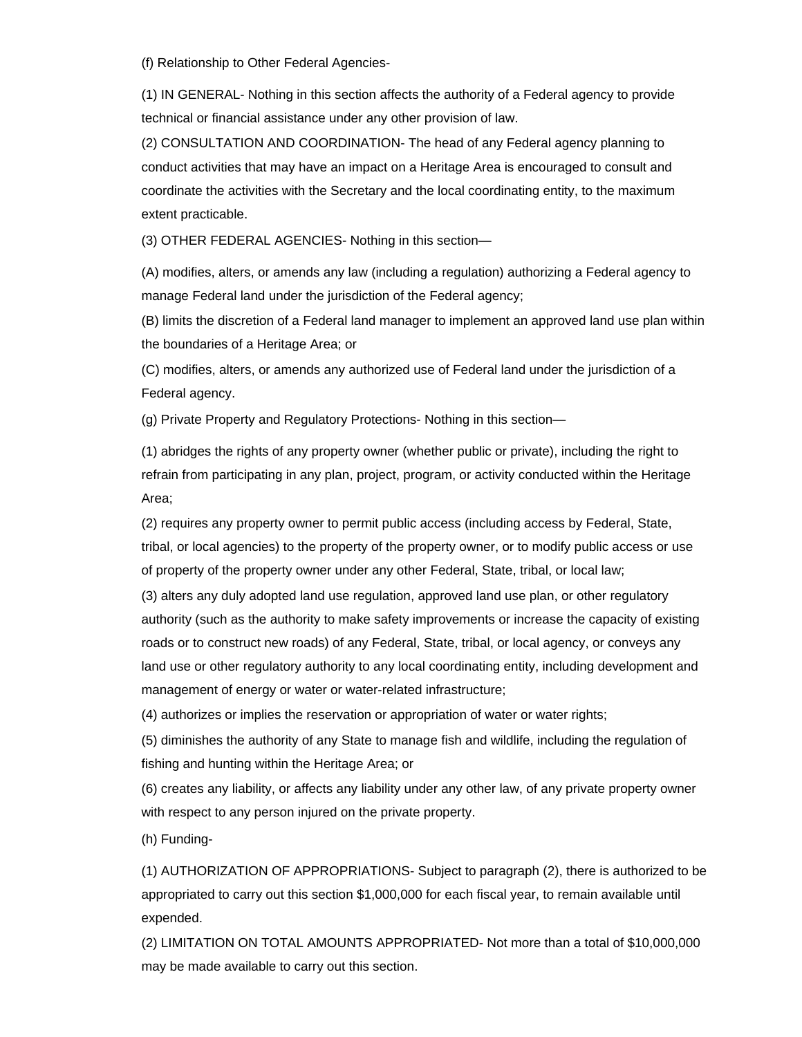(f) Relationship to Other Federal Agencies-

(1) IN GENERAL- Nothing in this section affects the authority of a Federal agency to provide technical or financial assistance under any other provision of law.

(2) CONSULTATION AND COORDINATION- The head of any Federal agency planning to conduct activities that may have an impact on a Heritage Area is encouraged to consult and coordinate the activities with the Secretary and the local coordinating entity, to the maximum extent practicable.

(3) OTHER FEDERAL AGENCIES- Nothing in this section—

(A) modifies, alters, or amends any law (including a regulation) authorizing a Federal agency to manage Federal land under the jurisdiction of the Federal agency;

(B) limits the discretion of a Federal land manager to implement an approved land use plan within the boundaries of a Heritage Area; or

(C) modifies, alters, or amends any authorized use of Federal land under the jurisdiction of a Federal agency.

(g) Private Property and Regulatory Protections- Nothing in this section—

(1) abridges the rights of any property owner (whether public or private), including the right to refrain from participating in any plan, project, program, or activity conducted within the Heritage Area;

(2) requires any property owner to permit public access (including access by Federal, State, tribal, or local agencies) to the property of the property owner, or to modify public access or use of property of the property owner under any other Federal, State, tribal, or local law;

(3) alters any duly adopted land use regulation, approved land use plan, or other regulatory authority (such as the authority to make safety improvements or increase the capacity of existing roads or to construct new roads) of any Federal, State, tribal, or local agency, or conveys any land use or other regulatory authority to any local coordinating entity, including development and management of energy or water or water-related infrastructure;

(4) authorizes or implies the reservation or appropriation of water or water rights;

(5) diminishes the authority of any State to manage fish and wildlife, including the regulation of fishing and hunting within the Heritage Area; or

(6) creates any liability, or affects any liability under any other law, of any private property owner with respect to any person injured on the private property.

(h) Funding-

(1) AUTHORIZATION OF APPROPRIATIONS- Subject to paragraph (2), there is authorized to be appropriated to carry out this section $1,000,000 for each fiscal year, to remain available until expended.

(2) LIMITATION ON TOTAL AMOUNTS APPROPRIATED- Not more than a total of $10,000,000 may be made available to carry out this section.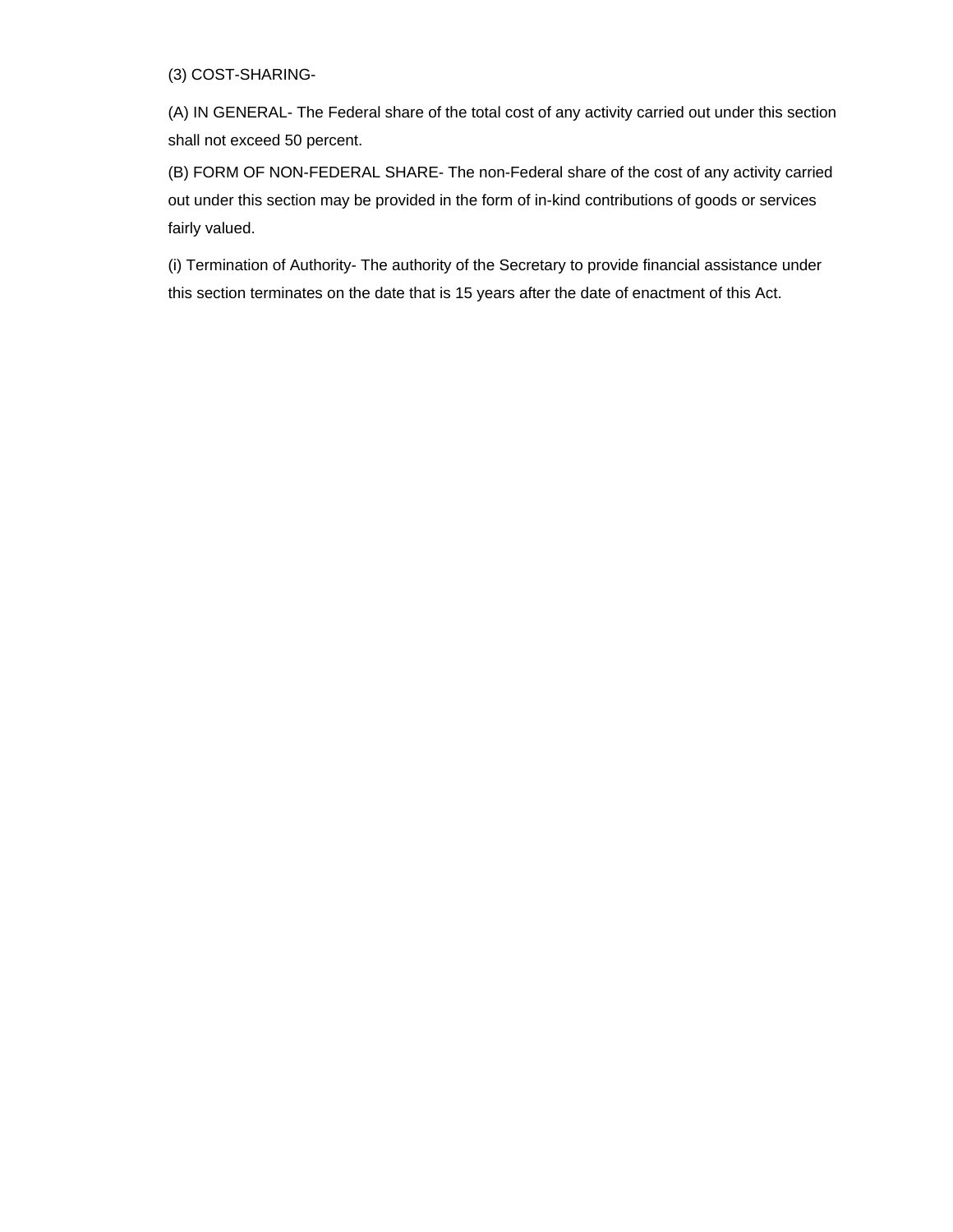(3) COST-SHARING-

(A) IN GENERAL- The Federal share of the total cost of any activity carried out under this section shall not exceed 50 percent.

(B) FORM OF NON-FEDERAL SHARE- The non-Federal share of the cost of any activity carried out under this section may be provided in the form of in-kind contributions of goods or services fairly valued.

(i) Termination of Authority- The authority of the Secretary to provide financial assistance under this section terminates on the date that is 15 years after the date of enactment of this Act.